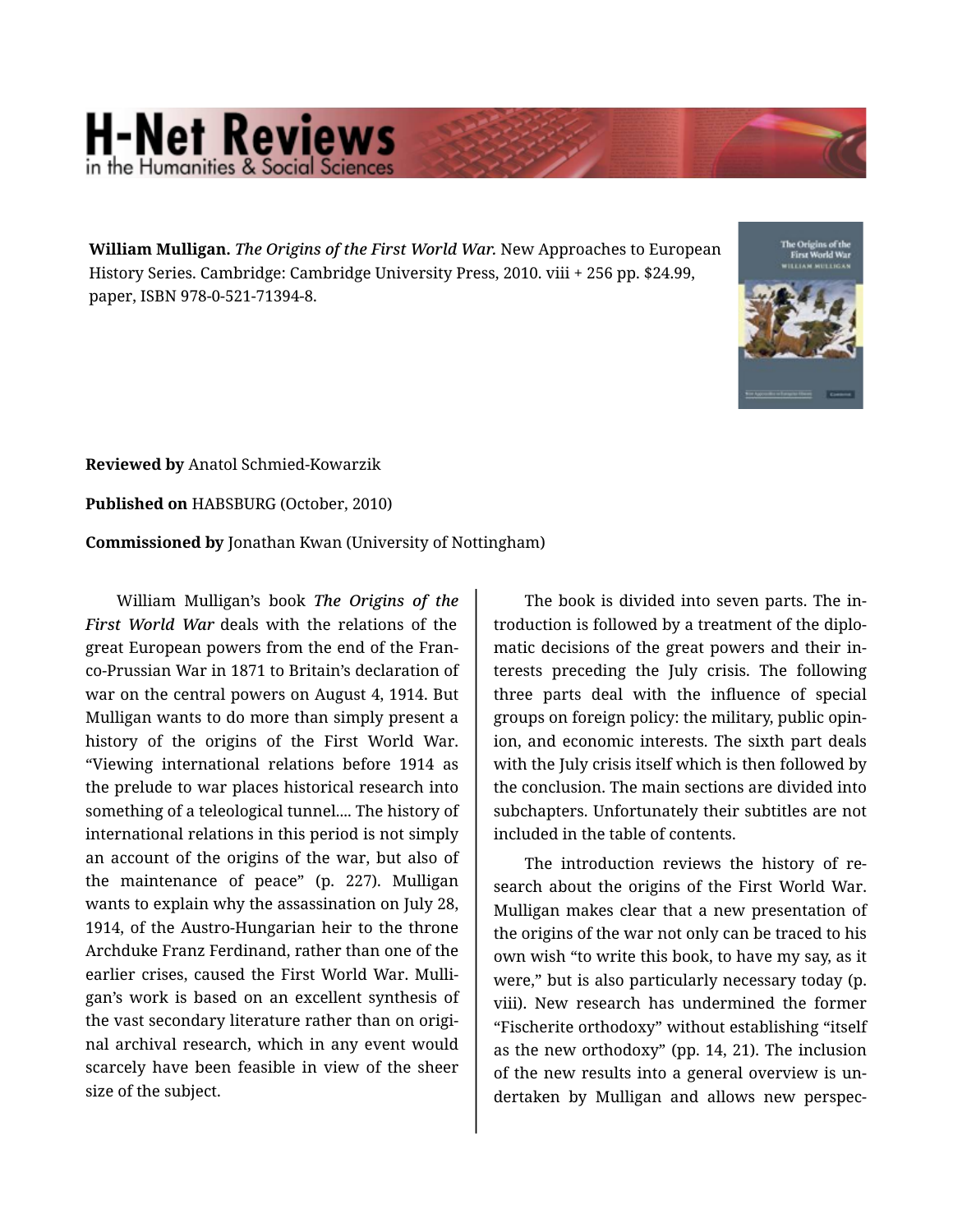**William Mulligan.** ***The Origins of the First World War.*** New Approaches to European History Series. Cambridge: Cambridge University Press, 2010. viii + 256 pp. $24.99, paper, ISBN 978-0-521-71394-8.

**Reviewed by** Anatol Schmied-Kowarzik

**Published on** HABSBURG (October, 2010)

**Commissioned by** Jonathan Kwan (University of Nottingham)

William Mulligan's book *The Origins of the First World War* deals with the relations of the great European powers from the end of the Franco-Prussian War in 1871 to Britain's declaration of war on the central powers on August 4, 1914. But Mulligan wants to do more than simply present a history of the origins of the First World War. "Viewing international relations before 1914 as the prelude to war places historical research into something of a teleological tunnel.... The history of international relations in this period is not simply an account of the origins of the war, but also of the maintenance of peace" (p. 227). Mulligan wants to explain why the assassination on July 28, 1914, of the Austro-Hungarian heir to the throne Archduke Franz Ferdinand, rather than one of the earlier crises, caused the First World War. Mulligan's work is based on an excellent synthesis of the vast secondary literature rather than on original archival research, which in any event would scarcely have been feasible in view of the sheer size of the subject.

The book is divided into seven parts. The introduction is followed by a treatment of the diplomatic decisions of the great powers and their interests preceding the July crisis. The following three parts deal with the influence of special groups on foreign policy: the military, public opinion, and economic interests. The sixth part deals with the July crisis itself which is then followed by the conclusion. The main sections are divided into subchapters. Unfortunately their subtitles are not included in the table of contents.

The introduction reviews the history of research about the origins of the First World War. Mulligan makes clear that a new presentation of the origins of the war not only can be traced to his own wish "to write this book, to have my say, as it were," but is also particularly necessary today (p. viii). New research has undermined the former "Fischerite orthodoxy" without establishing "itself as the new orthodoxy" (pp. 14, 21). The inclusion of the new results into a general overview is undertaken by Mulligan and allows new perspec-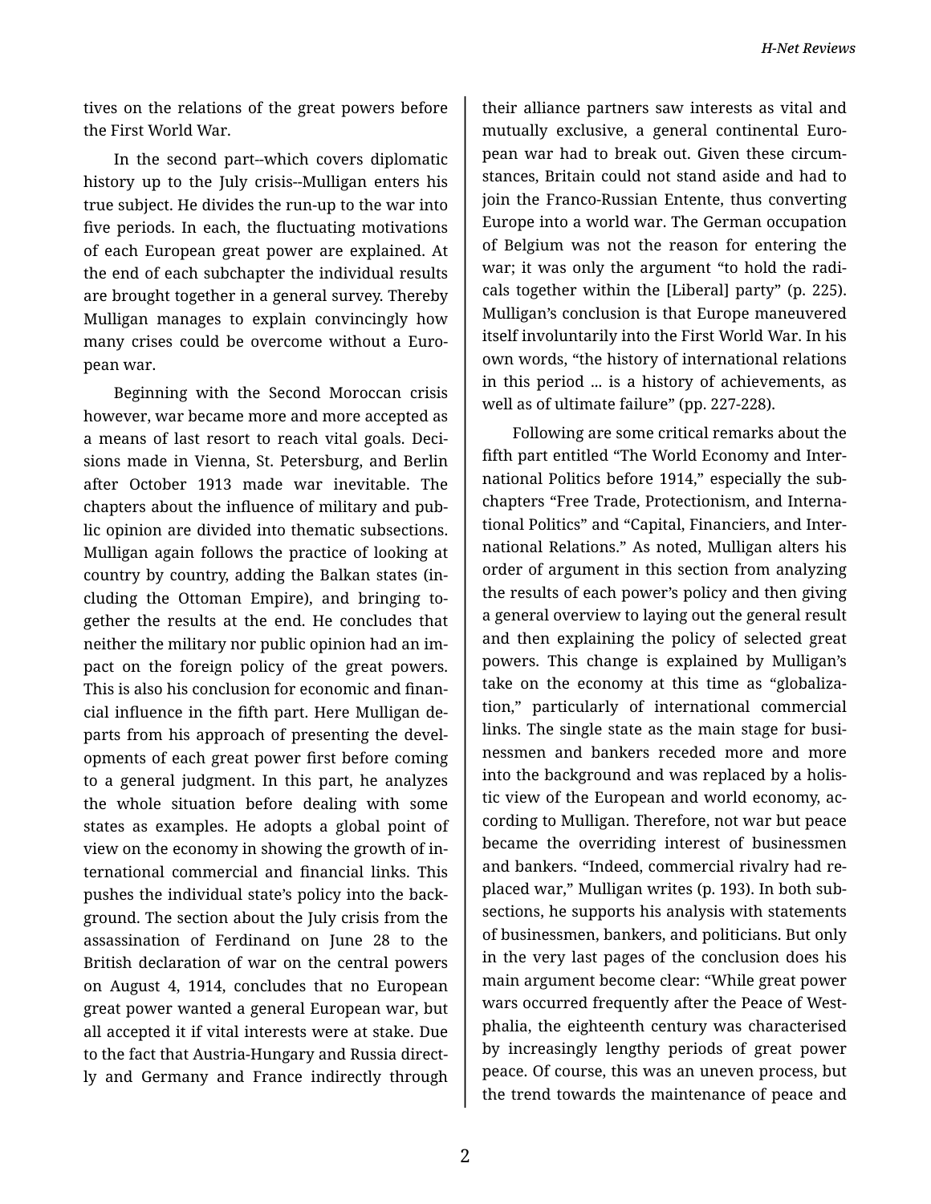tives on the relations of the great powers before the First World War.

In the second part--which covers diplomatic history up to the July crisis--Mulligan enters his true subject. He divides the run-up to the war into five periods. In each, the fluctuating motivations of each European great power are explained. At the end of each subchapter the individual results are brought together in a general survey. Thereby Mulligan manages to explain convincingly how many crises could be overcome without a European war.

Beginning with the Second Moroccan crisis however, war became more and more accepted as a means of last resort to reach vital goals. Decisions made in Vienna, St. Petersburg, and Berlin after October 1913 made war inevitable. The chapters about the influence of military and public opinion are divided into thematic subsections. Mulligan again follows the practice of looking at country by country, adding the Balkan states (including the Ottoman Empire), and bringing together the results at the end. He concludes that neither the military nor public opinion had an impact on the foreign policy of the great powers. This is also his conclusion for economic and financial influence in the fifth part. Here Mulligan departs from his approach of presenting the developments of each great power first before coming to a general judgment. In this part, he analyzes the whole situation before dealing with some states as examples. He adopts a global point of view on the economy in showing the growth of international commercial and financial links. This pushes the individual state's policy into the background. The section about the July crisis from the assassination of Ferdinand on June 28 to the British declaration of war on the central powers on August 4, 1914, concludes that no European great power wanted a general European war, but all accepted it if vital interests were at stake. Due to the fact that Austria-Hungary and Russia directly and Germany and France indirectly through their alliance partners saw interests as vital and mutually exclusive, a general continental European war had to break out. Given these circumstances, Britain could not stand aside and had to join the Franco-Russian Entente, thus converting Europe into a world war. The German occupation of Belgium was not the reason for entering the war; it was only the argument "to hold the radicals together within the [Liberal] party" (p. 225). Mulligan's conclusion is that Europe maneuvered itself involuntarily into the First World War. In his own words, "the history of international relations in this period ... is a history of achievements, as well as of ultimate failure" (pp. 227-228).

Following are some critical remarks about the fifth part entitled "The World Economy and International Politics before 1914," especially the subchapters "Free Trade, Protectionism, and International Politics" and "Capital, Financiers, and International Relations." As noted, Mulligan alters his order of argument in this section from analyzing the results of each power's policy and then giving a general overview to laying out the general result and then explaining the policy of selected great powers. This change is explained by Mulligan's take on the economy at this time as "globalization," particularly of international commercial links. The single state as the main stage for businessmen and bankers receded more and more into the background and was replaced by a holistic view of the European and world economy, according to Mulligan. Therefore, not war but peace became the overriding interest of businessmen and bankers. "Indeed, commercial rivalry had replaced war," Mulligan writes (p. 193). In both subsections, he supports his analysis with statements of businessmen, bankers, and politicians. But only in the very last pages of the conclusion does his main argument become clear: "While great power wars occurred frequently after the Peace of Westphalia, the eighteenth century was characterised by increasingly lengthy periods of great power peace. Of course, this was an uneven process, but the trend towards the maintenance of peace and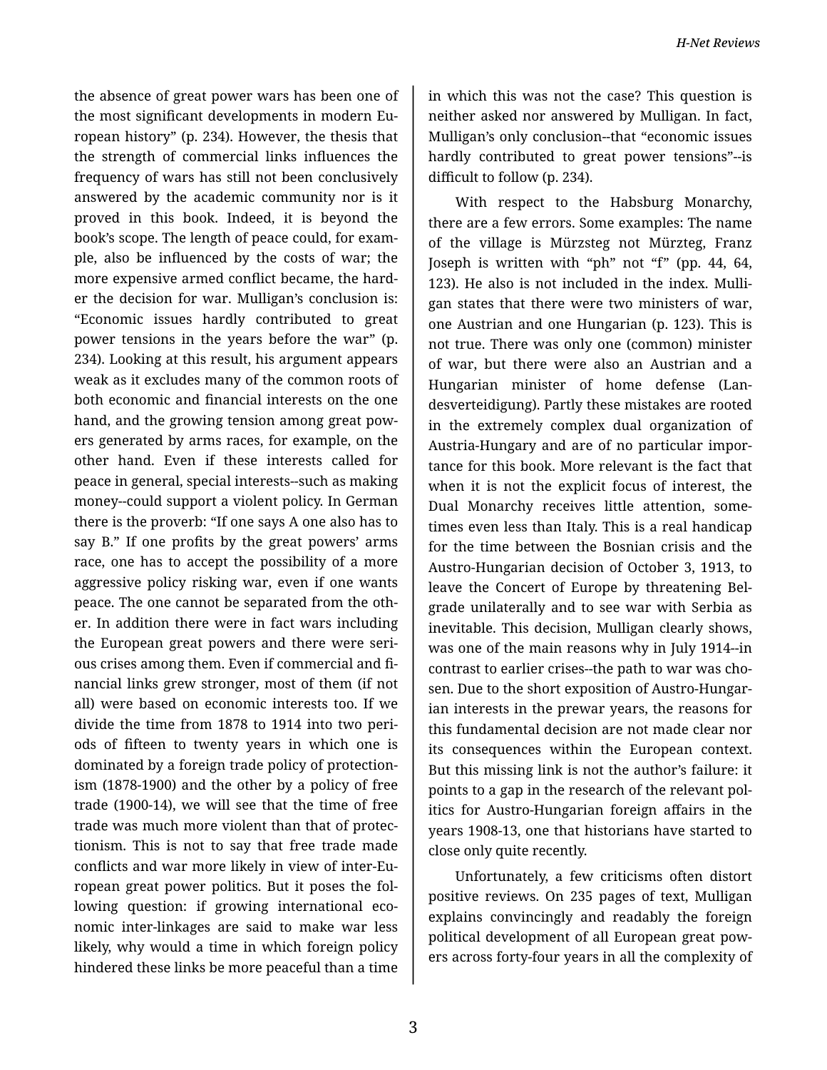the absence of great power wars has been one of the most significant developments in modern European history" (p. 234). However, the thesis that the strength of commercial links influences the frequency of wars has still not been conclusively answered by the academic community nor is it proved in this book. Indeed, it is beyond the book's scope. The length of peace could, for example, also be influenced by the costs of war; the more expensive armed conflict became, the harder the decision for war. Mulligan's conclusion is: "Economic issues hardly contributed to great power tensions in the years before the war" (p. 234). Looking at this result, his argument appears weak as it excludes many of the common roots of both economic and financial interests on the one hand, and the growing tension among great powers generated by arms races, for example, on the other hand. Even if these interests called for peace in general, special interests--such as making money--could support a violent policy. In German there is the proverb: "If one says A one also has to say B." If one profits by the great powers' arms race, one has to accept the possibility of a more aggressive policy risking war, even if one wants peace. The one cannot be separated from the other. In addition there were in fact wars including the European great powers and there were serious crises among them. Even if commercial and financial links grew stronger, most of them (if not all) were based on economic interests too. If we divide the time from 1878 to 1914 into two periods of fifteen to twenty years in which one is dominated by a foreign trade policy of protectionism (1878-1900) and the other by a policy of free trade (1900-14), we will see that the time of free trade was much more violent than that of protectionism. This is not to say that free trade made conflicts and war more likely in view of inter-European great power politics. But it poses the following question: if growing international economic inter-linkages are said to make war less likely, why would a time in which foreign policy hindered these links be more peaceful than a time in which this was not the case? This question is neither asked nor answered by Mulligan. In fact, Mulligan's only conclusion--that "economic issues hardly contributed to great power tensions"--is difficult to follow (p. 234).

With respect to the Habsburg Monarchy, there are a few errors. Some examples: The name of the village is Mürzsteg not Mürzteg, Franz Joseph is written with "ph" not "f" (pp. 44, 64, 123). He also is not included in the index. Mulligan states that there were two ministers of war, one Austrian and one Hungarian (p. 123). This is not true. There was only one (common) minister of war, but there were also an Austrian and a Hungarian minister of home defense (Landesverteidigung). Partly these mistakes are rooted in the extremely complex dual organization of Austria-Hungary and are of no particular importance for this book. More relevant is the fact that when it is not the explicit focus of interest, the Dual Monarchy receives little attention, sometimes even less than Italy. This is a real handicap for the time between the Bosnian crisis and the Austro-Hungarian decision of October 3, 1913, to leave the Concert of Europe by threatening Belgrade unilaterally and to see war with Serbia as inevitable. This decision, Mulligan clearly shows, was one of the main reasons why in July 1914--in contrast to earlier crises--the path to war was chosen. Due to the short exposition of Austro-Hungarian interests in the prewar years, the reasons for this fundamental decision are not made clear nor its consequences within the European context. But this missing link is not the author's failure: it points to a gap in the research of the relevant politics for Austro-Hungarian foreign affairs in the years 1908-13, one that historians have started to close only quite recently.

Unfortunately, a few criticisms often distort positive reviews. On 235 pages of text, Mulligan explains convincingly and readably the foreign political development of all European great powers across forty-four years in all the complexity of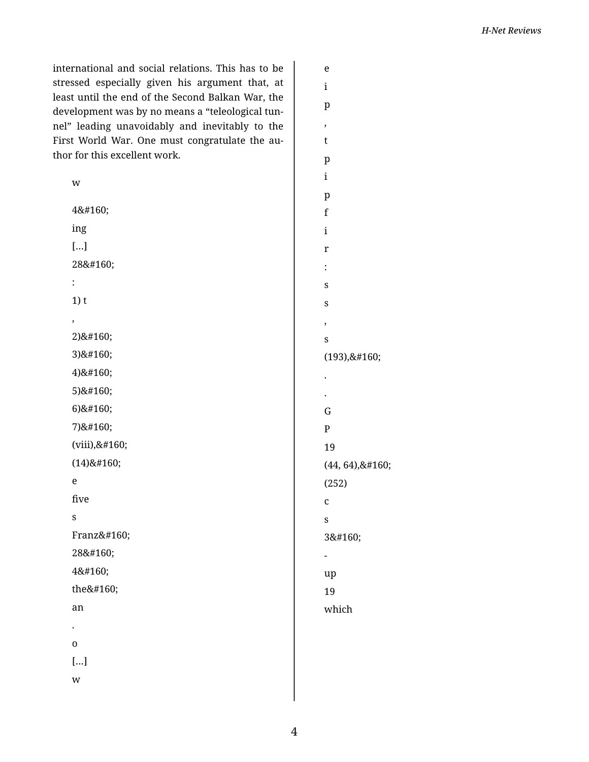international and social relations. This has to be stressed especially given his argument that, at least until the end of the Second Balkan War, the development was by no means a “teleological tunnel” leading unavoidably and inevitably to the First World War. One must congratulate the author for this excellent work.

w

4&#160;

ing

[...]

28&#160;

:

1) t

,

2)&#160;

3)&#160;

4)&#160;

5)&#160;

6)&#160;

7)&#160;

(viii),&#160;

(14)&#160;

e

five

s

Franz&#160;

28&#160;

4&#160;

the&#160;

an

.

o

[...]

w

e

i

p

,

t

p

i

p

f

i

r

:

s

s

,

s

(193),&#160;

.

.

G

P

19

(44, 64),&#160;

(252)

c

s

3&#160;

-

up

19

which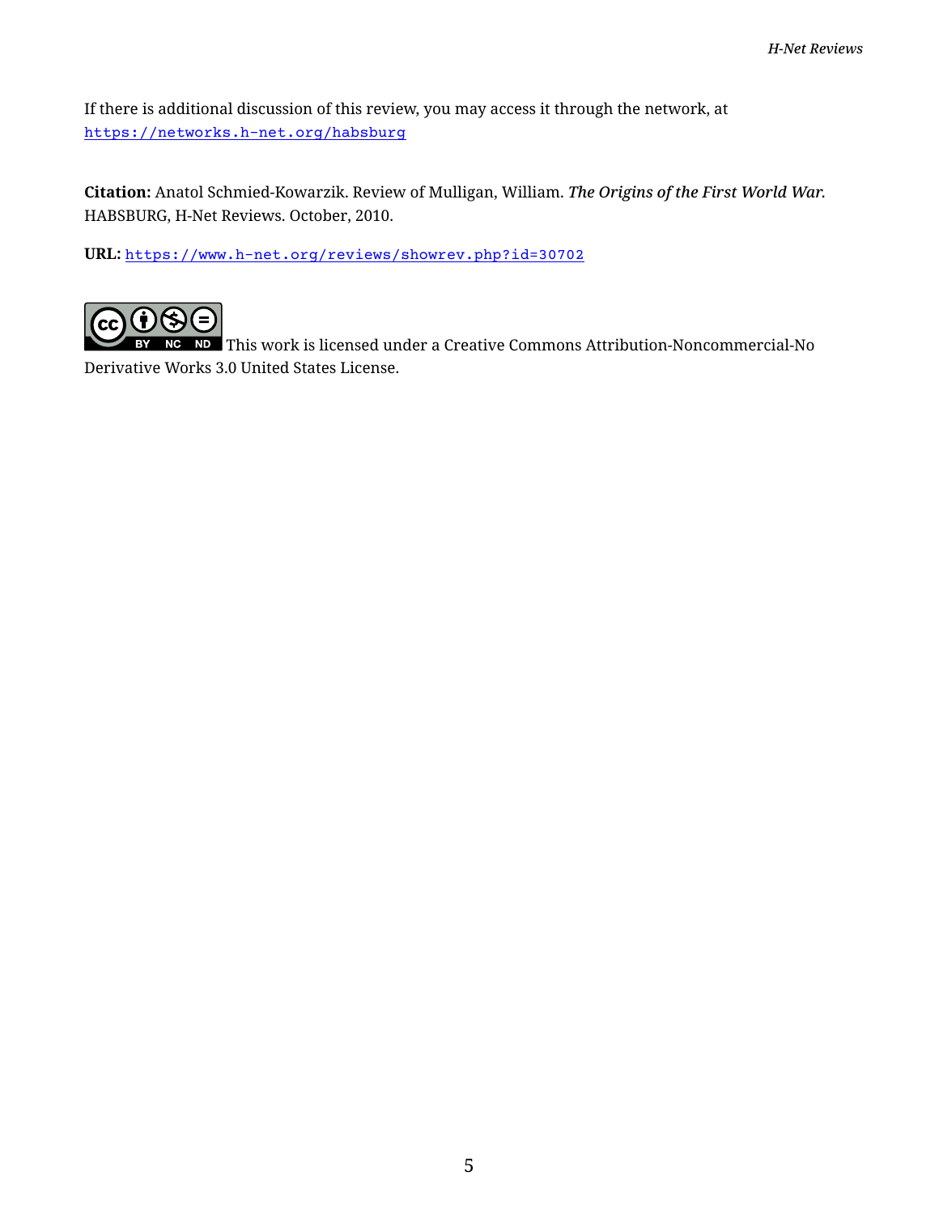If there is additional discussion of this review, you may access it through the network, at https://networks.h-net.org/habsburg

**Citation:** Anatol Schmied-Kowarzik. Review of Mulligan, William. *The Origins of the First World War.* HABSBURG, H-Net Reviews. October, 2010.

**URL:** https://www.h-net.org/reviews/showrev.php?id=30702

This work is licensed under a Creative Commons Attribution-Noncommercial-No Derivative Works 3.0 United States License.